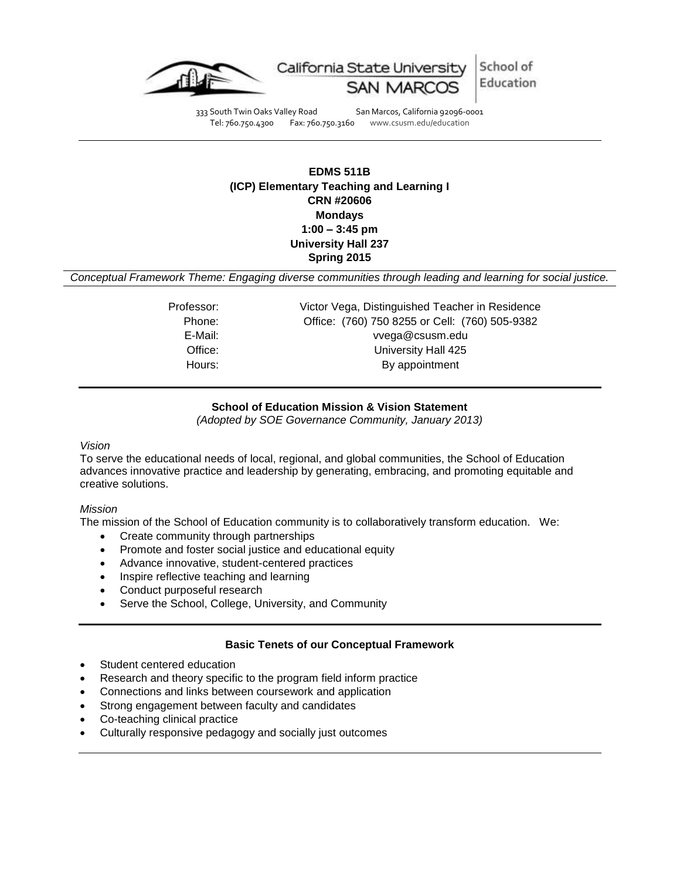California State University SAN MARCOS | School of Education

333 South Twin Oaks Valley Road San Marcos, California 92096-0001
Tel: 760.750.4300 Fax: 760.750.3160 www.csusm.edu/education

**EDMS 511B**
**(ICP) Elementary Teaching and Learning I**
**CRN #20606**
**Mondays**
**1:00 – 3:45 pm**
**University Hall 237**
**Spring 2015**

*Conceptual Framework Theme: Engaging diverse communities through leading and learning for social justice.*

Professor: Victor Vega, Distinguished Teacher in Residence
Phone: Office: (760) 750 8255 or Cell: (760) 505-9382
E-Mail: vvega@csusm.edu
Office: University Hall 425
Hours: By appointment

## School of Education Mission & Vision Statement

*(Adopted by SOE Governance Community, January 2013)*

*Vision*
To serve the educational needs of local, regional, and global communities, the School of Education advances innovative practice and leadership by generating, embracing, and promoting equitable and creative solutions.

*Mission*
The mission of the School of Education community is to collaboratively transform education. We:

- Create community through partnerships
- Promote and foster social justice and educational equity
- Advance innovative, student-centered practices
- Inspire reflective teaching and learning
- Conduct purposeful research
- Serve the School, College, University, and Community

## Basic Tenets of our Conceptual Framework

- Student centered education
- Research and theory specific to the program field inform practice
- Connections and links between coursework and application
- Strong engagement between faculty and candidates
- Co-teaching clinical practice
- Culturally responsive pedagogy and socially just outcomes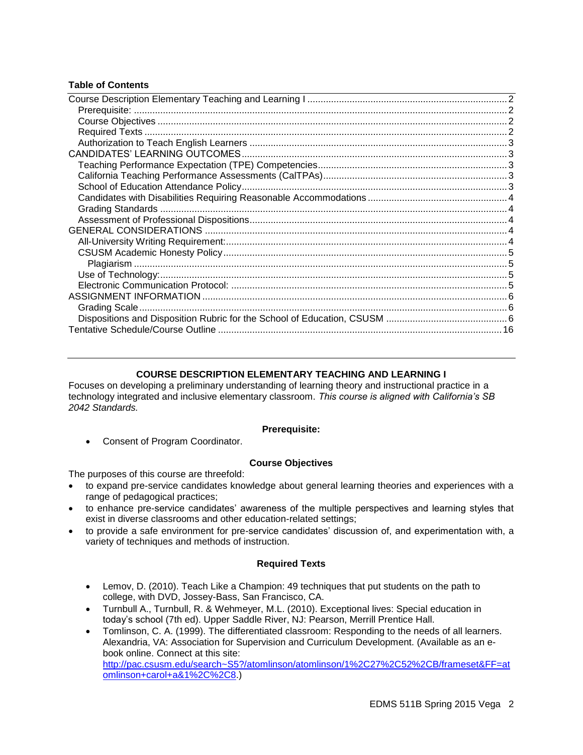**Table of Contents**

Course Description Elementary Teaching and Learning I ..... 2
- Prerequisite: ..... 2
- Course Objectives ..... 2
- Required Texts ..... 2
- Authorization to Teach English Learners ..... 3

CANDIDATES' LEARNING OUTCOMES ..... 3
- Teaching Performance Expectation (TPE) Competencies ..... 3
- California Teaching Performance Assessments (CalTPAs) ..... 3
- School of Education Attendance Policy ..... 3
- Candidates with Disabilities Requiring Reasonable Accommodations ..... 4
- Grading Standards ..... 4
- Assessment of Professional Dispositions ..... 4

GENERAL CONSIDERATIONS ..... 4
- All-University Writing Requirement: ..... 4
- CSUSM Academic Honesty Policy ..... 5
  - Plagiarism ..... 5
- Use of Technology: ..... 5
- Electronic Communication Protocol: ..... 5

ASSIGNMENT INFORMATION ..... 6
- Grading Scale ..... 6
- Dispositions and Disposition Rubric for the School of Education, CSUSM ..... 6

Tentative Schedule/Course Outline ..... 16

---

## COURSE DESCRIPTION ELEMENTARY TEACHING AND LEARNING I

Focuses on developing a preliminary understanding of learning theory and instructional practice in a technology integrated and inclusive elementary classroom. *This course is aligned with California's SB 2042 Standards.*

### Prerequisite:

- Consent of Program Coordinator.

### Course Objectives

The purposes of this course are threefold:

- to expand pre-service candidates knowledge about general learning theories and experiences with a range of pedagogical practices;
- to enhance pre-service candidates' awareness of the multiple perspectives and learning styles that exist in diverse classrooms and other education-related settings;
- to provide a safe environment for pre-service candidates' discussion of, and experimentation with, a variety of techniques and methods of instruction.

### Required Texts

- Lemov, D. (2010). Teach Like a Champion: 49 techniques that put students on the path to college, with DVD, Jossey-Bass, San Francisco, CA.
- Turnbull A., Turnbull, R. & Wehmeyer, M.L. (2010). Exceptional lives: Special education in today's school (7th ed). Upper Saddle River, NJ: Pearson, Merrill Prentice Hall.
- Tomlinson, C. A. (1999). The differentiated classroom: Responding to the needs of all learners. Alexandria, VA: Association for Supervision and Curriculum Development. (Available as an e-book online. Connect at this site: [http://pac.csusm.edu/search~S5?/atomlinson/atomlinson/1%2C27%2C52%2CB/frameset&FF=atomlinson+carol+a&1%2C%2C8](http://pac.csusm.edu/search~S5?/atomlinson/atomlinson/1%2C27%2C52%2CB/frameset&FF=atomlinson+carol+a&1%2C%2C8).)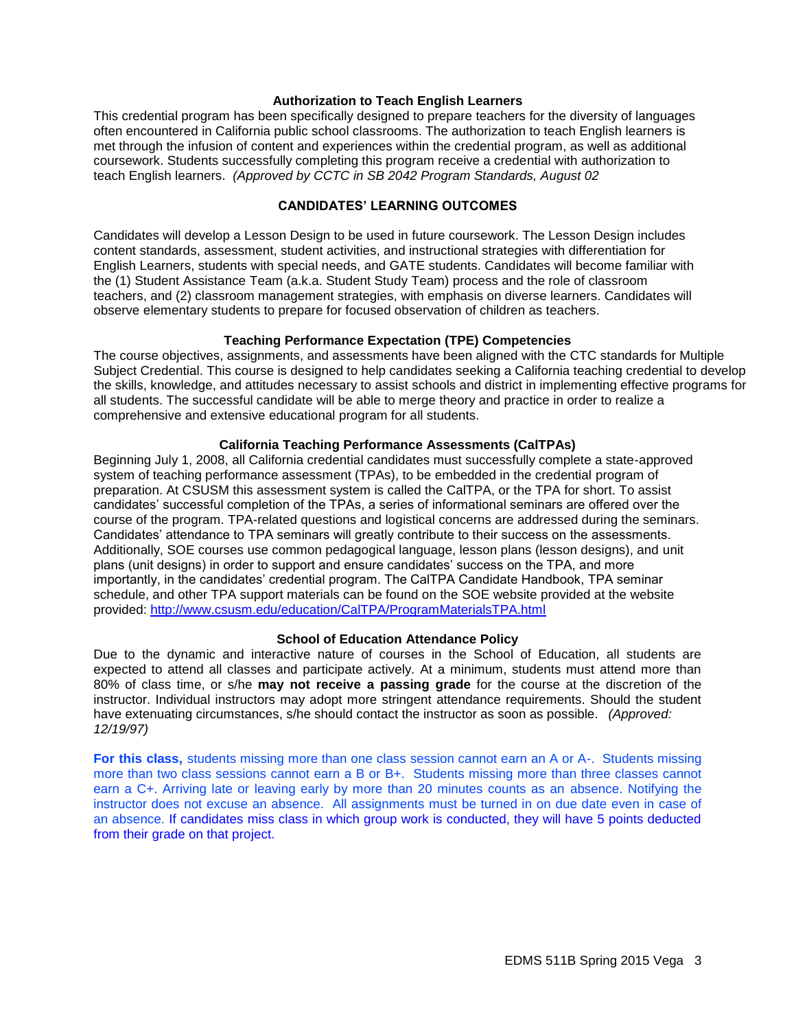### Authorization to Teach English Learners

This credential program has been specifically designed to prepare teachers for the diversity of languages often encountered in California public school classrooms. The authorization to teach English learners is met through the infusion of content and experiences within the credential program, as well as additional coursework. Students successfully completing this program receive a credential with authorization to teach English learners. *(Approved by CCTC in SB 2042 Program Standards, August 02*

## CANDIDATES' LEARNING OUTCOMES

Candidates will develop a Lesson Design to be used in future coursework. The Lesson Design includes content standards, assessment, student activities, and instructional strategies with differentiation for English Learners, students with special needs, and GATE students. Candidates will become familiar with the (1) Student Assistance Team (a.k.a. Student Study Team) process and the role of classroom teachers, and (2) classroom management strategies, with emphasis on diverse learners. Candidates will observe elementary students to prepare for focused observation of children as teachers.

### Teaching Performance Expectation (TPE) Competencies

The course objectives, assignments, and assessments have been aligned with the CTC standards for Multiple Subject Credential. This course is designed to help candidates seeking a California teaching credential to develop the skills, knowledge, and attitudes necessary to assist schools and district in implementing effective programs for all students. The successful candidate will be able to merge theory and practice in order to realize a comprehensive and extensive educational program for all students.

### California Teaching Performance Assessments (CalTPAs)

Beginning July 1, 2008, all California credential candidates must successfully complete a state-approved system of teaching performance assessment (TPAs), to be embedded in the credential program of preparation. At CSUSM this assessment system is called the CalTPA, or the TPA for short. To assist candidates' successful completion of the TPAs, a series of informational seminars are offered over the course of the program. TPA-related questions and logistical concerns are addressed during the seminars. Candidates' attendance to TPA seminars will greatly contribute to their success on the assessments. Additionally, SOE courses use common pedagogical language, lesson plans (lesson designs), and unit plans (unit designs) in order to support and ensure candidates' success on the TPA, and more importantly, in the candidates' credential program. The CalTPA Candidate Handbook, TPA seminar schedule, and other TPA support materials can be found on the SOE website provided at the website provided: [http://www.csusm.edu/education/CalTPA/ProgramMaterialsTPA.html](http://www.csusm.edu/education/CalTPA/ProgramMaterialsTPA.html)

### School of Education Attendance Policy

Due to the dynamic and interactive nature of courses in the School of Education, all students are expected to attend all classes and participate actively. At a minimum, students must attend more than 80% of class time, or s/he **may not receive a passing grade** for the course at the discretion of the instructor. Individual instructors may adopt more stringent attendance requirements. Should the student have extenuating circumstances, s/he should contact the instructor as soon as possible. *(Approved: 12/19/97)*

**For this class,** students missing more than one class session cannot earn an A or A-. Students missing more than two class sessions cannot earn a B or B+. Students missing more than three classes cannot earn a C+. Arriving late or leaving early by more than 20 minutes counts as an absence. Notifying the instructor does not excuse an absence. All assignments must be turned in on due date even in case of an absence. If candidates miss class in which group work is conducted, they will have 5 points deducted from their grade on that project.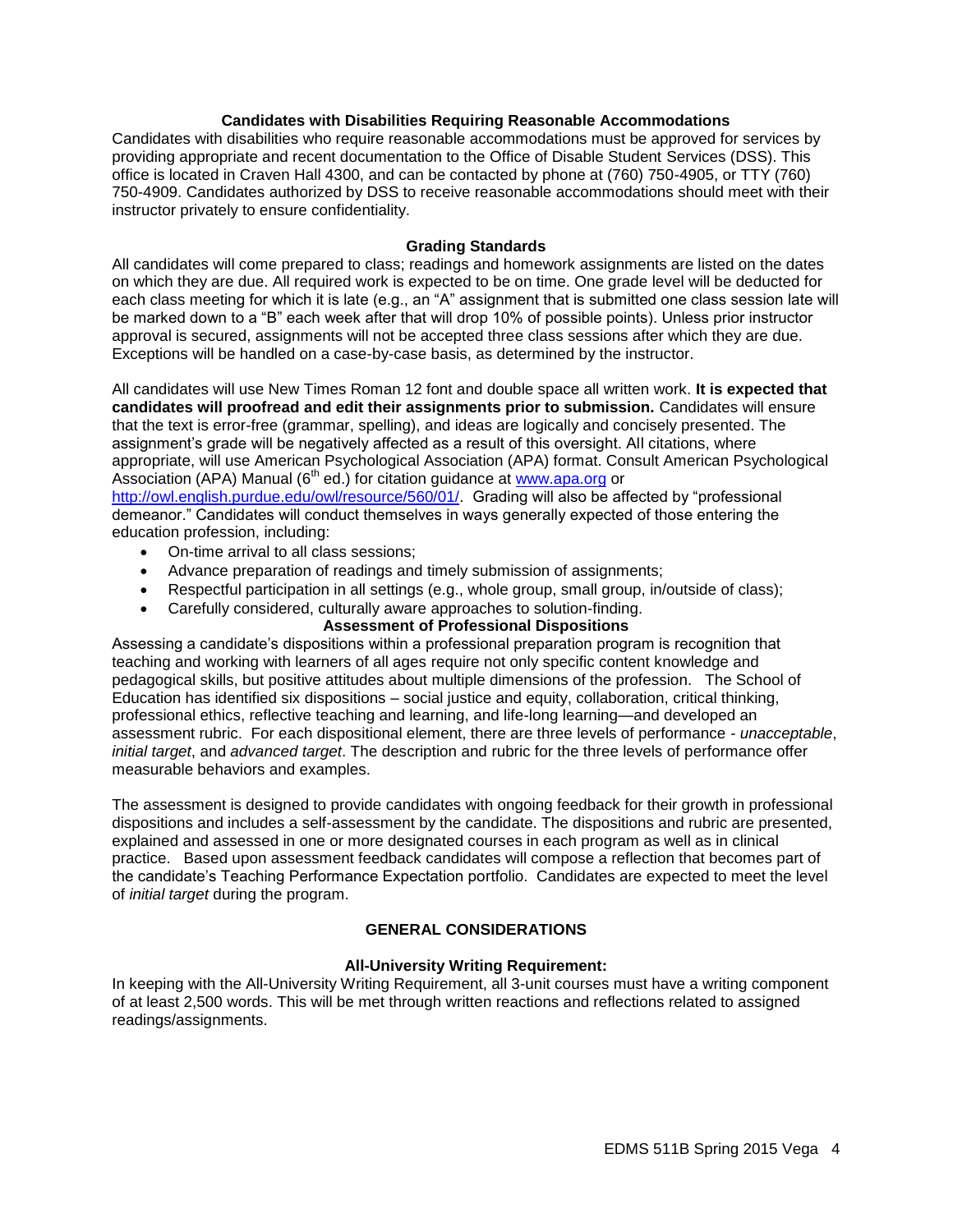### Candidates with Disabilities Requiring Reasonable Accommodations

Candidates with disabilities who require reasonable accommodations must be approved for services by providing appropriate and recent documentation to the Office of Disable Student Services (DSS). This office is located in Craven Hall 4300, and can be contacted by phone at (760) 750-4905, or TTY (760) 750-4909. Candidates authorized by DSS to receive reasonable accommodations should meet with their instructor privately to ensure confidentiality.

### Grading Standards

All candidates will come prepared to class; readings and homework assignments are listed on the dates on which they are due. All required work is expected to be on time. One grade level will be deducted for each class meeting for which it is late (e.g., an "A" assignment that is submitted one class session late will be marked down to a "B" each week after that will drop 10% of possible points). Unless prior instructor approval is secured, assignments will not be accepted three class sessions after which they are due. Exceptions will be handled on a case-by-case basis, as determined by the instructor.

All candidates will use New Times Roman 12 font and double space all written work. **It is expected that candidates will proofread and edit their assignments prior to submission.** Candidates will ensure that the text is error-free (grammar, spelling), and ideas are logically and concisely presented. The assignment's grade will be negatively affected as a result of this oversight. All citations, where appropriate, will use American Psychological Association (APA) format. Consult American Psychological Association (APA) Manual (6th ed.) for citation guidance at www.apa.org or http://owl.english.purdue.edu/owl/resource/560/01/. Grading will also be affected by "professional demeanor." Candidates will conduct themselves in ways generally expected of those entering the education profession, including:

- On-time arrival to all class sessions;
- Advance preparation of readings and timely submission of assignments;
- Respectful participation in all settings (e.g., whole group, small group, in/outside of class);
- Carefully considered, culturally aware approaches to solution-finding.

### Assessment of Professional Dispositions

Assessing a candidate's dispositions within a professional preparation program is recognition that teaching and working with learners of all ages require not only specific content knowledge and pedagogical skills, but positive attitudes about multiple dimensions of the profession. The School of Education has identified six dispositions – social justice and equity, collaboration, critical thinking, professional ethics, reflective teaching and learning, and life-long learning—and developed an assessment rubric. For each dispositional element, there are three levels of performance - *unacceptable*, *initial target*, and *advanced target*. The description and rubric for the three levels of performance offer measurable behaviors and examples.

The assessment is designed to provide candidates with ongoing feedback for their growth in professional dispositions and includes a self-assessment by the candidate. The dispositions and rubric are presented, explained and assessed in one or more designated courses in each program as well as in clinical practice. Based upon assessment feedback candidates will compose a reflection that becomes part of the candidate's Teaching Performance Expectation portfolio. Candidates are expected to meet the level of *initial target* during the program.

## GENERAL CONSIDERATIONS

### All-University Writing Requirement:

In keeping with the All-University Writing Requirement, all 3-unit courses must have a writing component of at least 2,500 words. This will be met through written reactions and reflections related to assigned readings/assignments.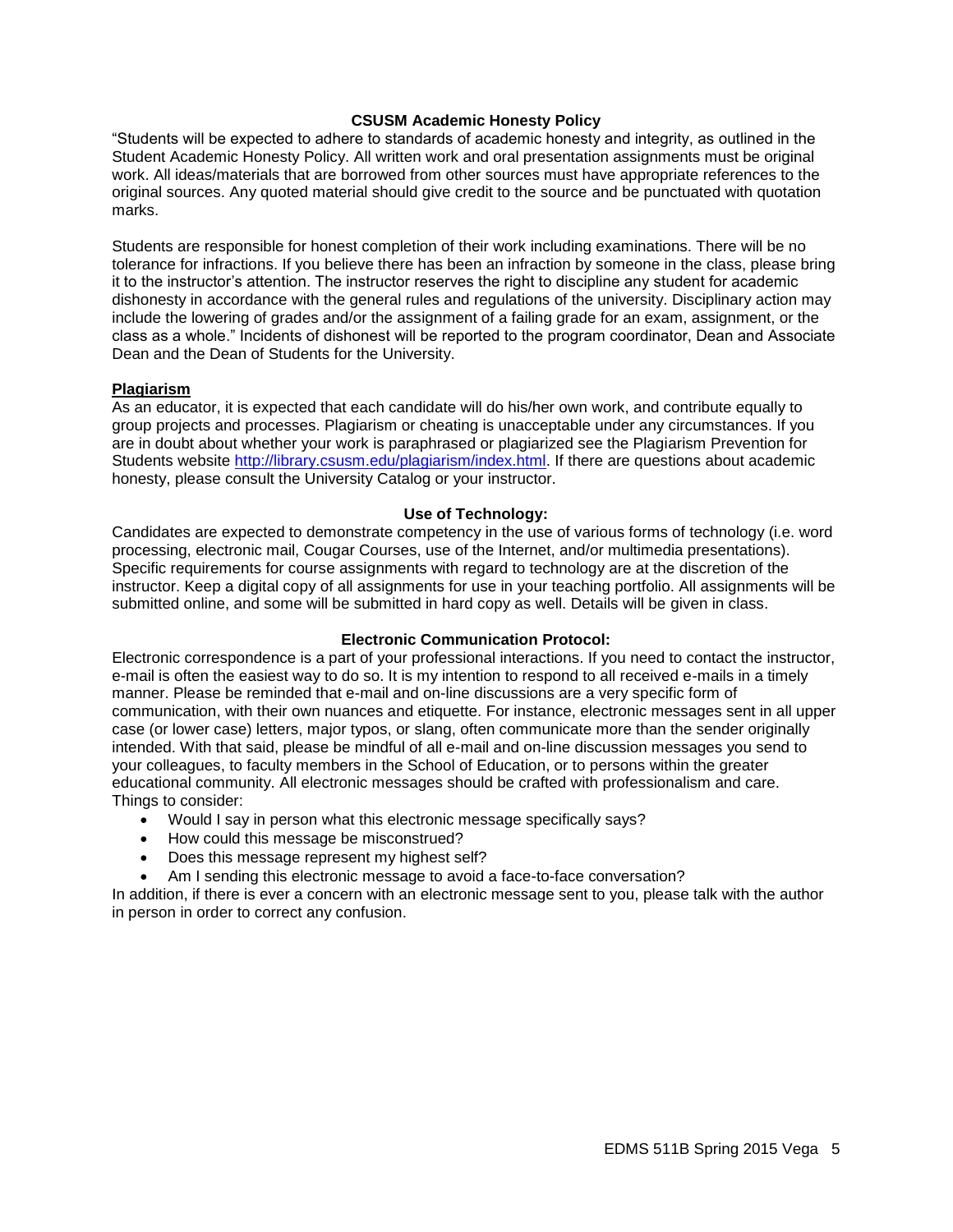### CSUSM Academic Honesty Policy

"Students will be expected to adhere to standards of academic honesty and integrity, as outlined in the Student Academic Honesty Policy. All written work and oral presentation assignments must be original work. All ideas/materials that are borrowed from other sources must have appropriate references to the original sources. Any quoted material should give credit to the source and be punctuated with quotation marks.

Students are responsible for honest completion of their work including examinations. There will be no tolerance for infractions. If you believe there has been an infraction by someone in the class, please bring it to the instructor's attention. The instructor reserves the right to discipline any student for academic dishonesty in accordance with the general rules and regulations of the university. Disciplinary action may include the lowering of grades and/or the assignment of a failing grade for an exam, assignment, or the class as a whole." Incidents of dishonest will be reported to the program coordinator, Dean and Associate Dean and the Dean of Students for the University.

**Plagiarism**

As an educator, it is expected that each candidate will do his/her own work, and contribute equally to group projects and processes. Plagiarism or cheating is unacceptable under any circumstances. If you are in doubt about whether your work is paraphrased or plagiarized see the Plagiarism Prevention for Students website http://library.csusm.edu/plagiarism/index.html. If there are questions about academic honesty, please consult the University Catalog or your instructor.

### Use of Technology:

Candidates are expected to demonstrate competency in the use of various forms of technology (i.e. word processing, electronic mail, Cougar Courses, use of the Internet, and/or multimedia presentations). Specific requirements for course assignments with regard to technology are at the discretion of the instructor. Keep a digital copy of all assignments for use in your teaching portfolio. All assignments will be submitted online, and some will be submitted in hard copy as well. Details will be given in class.

### Electronic Communication Protocol:

Electronic correspondence is a part of your professional interactions. If you need to contact the instructor, e-mail is often the easiest way to do so. It is my intention to respond to all received e-mails in a timely manner. Please be reminded that e-mail and on-line discussions are a very specific form of communication, with their own nuances and etiquette. For instance, electronic messages sent in all upper case (or lower case) letters, major typos, or slang, often communicate more than the sender originally intended. With that said, please be mindful of all e-mail and on-line discussion messages you send to your colleagues, to faculty members in the School of Education, or to persons within the greater educational community. All electronic messages should be crafted with professionalism and care. Things to consider:

- Would I say in person what this electronic message specifically says?
- How could this message be misconstrued?
- Does this message represent my highest self?
- Am I sending this electronic message to avoid a face-to-face conversation?

In addition, if there is ever a concern with an electronic message sent to you, please talk with the author in person in order to correct any confusion.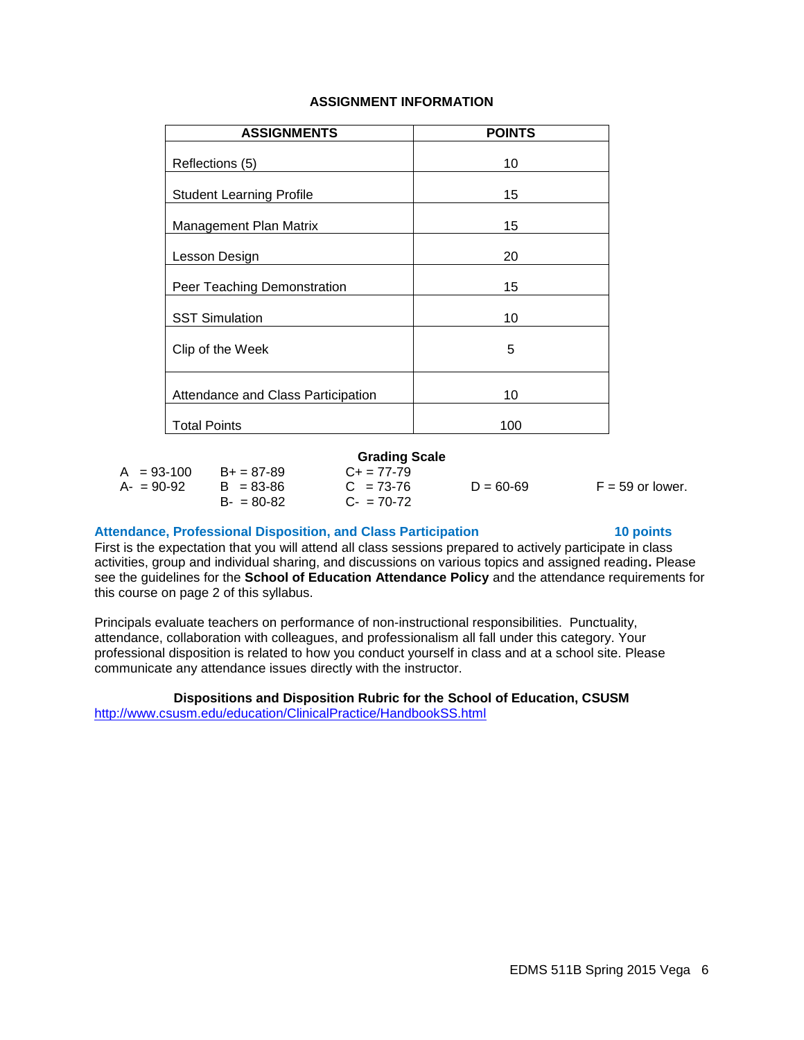## ASSIGNMENT INFORMATION

| ASSIGNMENTS | POINTS |
|---|---|
| Reflections (5) | 10 |
| Student Learning Profile | 15 |
| Management Plan Matrix | 15 |
| Lesson Design | 20 |
| Peer Teaching Demonstration | 15 |
| SST Simulation | 10 |
| Clip of the Week | 5 |
| Attendance and Class Participation | 10 |
| Total Points | 100 |

**Grading Scale**

| | | | | |
|---|---|---|---|---|
| A = 93-100 | B+ = 87-89 | C+ = 77-79 | | |
| A- = 90-92 | B = 83-86 | C = 73-76 | D = 60-69 | F = 59 or lower. |
| | B- = 80-82 | C- = 70-72 | | |

### Attendance, Professional Disposition, and Class Participation — 10 points

First is the expectation that you will attend all class sessions prepared to actively participate in class activities, group and individual sharing, and discussions on various topics and assigned reading**.** Please see the guidelines for the **School of Education Attendance Policy** and the attendance requirements for this course on page 2 of this syllabus.

Principals evaluate teachers on performance of non-instructional responsibilities. Punctuality, attendance, collaboration with colleagues, and professionalism all fall under this category. Your professional disposition is related to how you conduct yourself in class and at a school site. Please communicate any attendance issues directly with the instructor.

**Dispositions and Disposition Rubric for the School of Education, CSUSM**

http://www.csusm.edu/education/ClinicalPractice/HandbookSS.html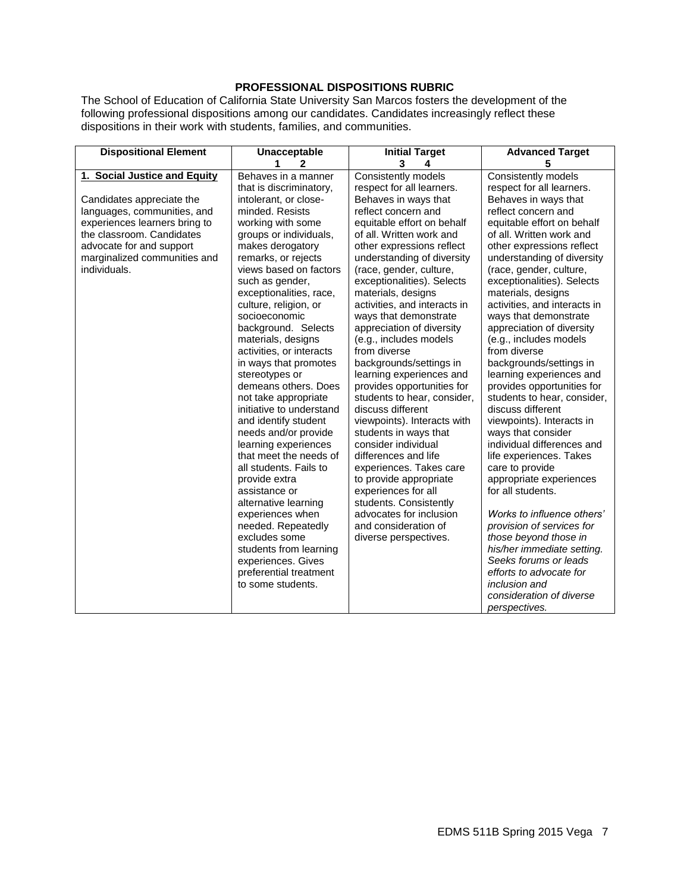**PROFESSIONAL DISPOSITIONS RUBRIC**

The School of Education of California State University San Marcos fosters the development of the following professional dispositions among our candidates. Candidates increasingly reflect these dispositions in their work with students, families, and communities.

| Dispositional Element | Unacceptable<br>1 2 | Initial Target<br>3 4 | Advanced Target<br>5 |
|---|---|---|---|
| **1. Social Justice and Equity**<br><br>Candidates appreciate the languages, communities, and experiences learners bring to the classroom. Candidates advocate for and support marginalized communities and individuals. | Behaves in a manner that is discriminatory, intolerant, or close-minded. Resists working with some groups or individuals, makes derogatory remarks, or rejects views based on factors such as gender, exceptionalities, race, culture, religion, or socioeconomic background. Selects materials, designs activities, or interacts in ways that promotes stereotypes or demeans others. Does not take appropriate initiative to understand and identify student needs and/or provide learning experiences that meet the needs of all students. Fails to provide extra assistance or alternative learning experiences when needed. Repeatedly excludes some students from learning experiences. Gives preferential treatment to some students. | Consistently models respect for all learners. Behaves in ways that reflect concern and equitable effort on behalf of all. Written work and other expressions reflect understanding of diversity (race, gender, culture, exceptionalities). Selects materials, designs activities, and interacts in ways that demonstrate appreciation of diversity (e.g., includes models from diverse backgrounds/settings in learning experiences and provides opportunities for students to hear, consider, discuss different viewpoints). Interacts with students in ways that consider individual differences and life experiences. Takes care to provide appropriate experiences for all students. Consistently advocates for inclusion and consideration of diverse perspectives. | Consistently models respect for all learners. Behaves in ways that reflect concern and equitable effort on behalf of all. Written work and other expressions reflect understanding of diversity (race, gender, culture, exceptionalities). Selects materials, designs activities, and interacts in ways that demonstrate appreciation of diversity (e.g., includes models from diverse backgrounds/settings in learning experiences and provides opportunities for students to hear, consider, discuss different viewpoints). Interacts in ways that consider individual differences and life experiences. Takes care to provide appropriate experiences for all students.<br><br>*Works to influence others' provision of services for those beyond those in his/her immediate setting. Seeks forums or leads efforts to advocate for inclusion and consideration of diverse perspectives.* |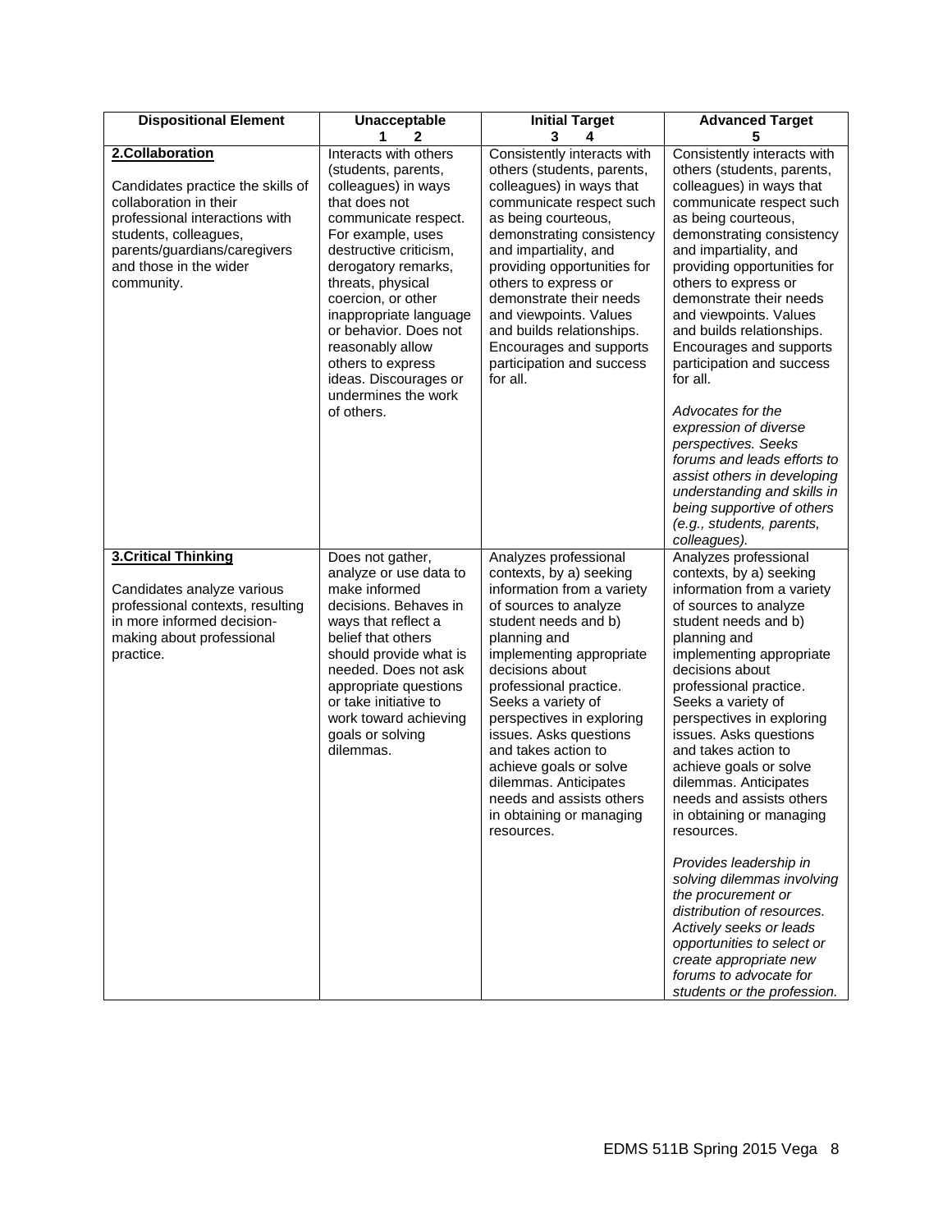| Dispositional Element | Unacceptable<br>1 2 | Initial Target<br>3 4 | Advanced Target<br>5 |
|---|---|---|---|
| **2.Collaboration**<br><br>Candidates practice the skills of collaboration in their professional interactions with students, colleagues, parents/guardians/caregivers and those in the wider community. | Interacts with others (students, parents, colleagues) in ways that does not communicate respect. For example, uses destructive criticism, derogatory remarks, threats, physical coercion, or other inappropriate language or behavior. Does not reasonably allow others to express ideas. Discourages or undermines the work of others. | Consistently interacts with others (students, parents, colleagues) in ways that communicate respect such as being courteous, demonstrating consistency and impartiality, and providing opportunities for others to express or demonstrate their needs and viewpoints. Values and builds relationships. Encourages and supports participation and success for all. | Consistently interacts with others (students, parents, colleagues) in ways that communicate respect such as being courteous, demonstrating consistency and impartiality, and providing opportunities for others to express or demonstrate their needs and viewpoints. Values and builds relationships. Encourages and supports participation and success for all.<br><br>*Advocates for the expression of diverse perspectives. Seeks forums and leads efforts to assist others in developing understanding and skills in being supportive of others (e.g., students, parents, colleagues).* |
| **3.Critical Thinking**<br><br>Candidates analyze various professional contexts, resulting in more informed decision-making about professional practice. | Does not gather, analyze or use data to make informed decisions. Behaves in ways that reflect a belief that others should provide what is needed. Does not ask appropriate questions or take initiative to work toward achieving goals or solving dilemmas. | Analyzes professional contexts, by a) seeking information from a variety of sources to analyze student needs and b) planning and implementing appropriate decisions about professional practice. Seeks a variety of perspectives in exploring issues. Asks questions and takes action to achieve goals or solve dilemmas. Anticipates needs and assists others in obtaining or managing resources. | Analyzes professional contexts, by a) seeking information from a variety of sources to analyze student needs and b) planning and implementing appropriate decisions about professional practice. Seeks a variety of perspectives in exploring issues. Asks questions and takes action to achieve goals or solve dilemmas. Anticipates needs and assists others in obtaining or managing resources.<br><br>*Provides leadership in solving dilemmas involving the procurement or distribution of resources. Actively seeks or leads opportunities to select or create appropriate new forums to advocate for students or the profession.* |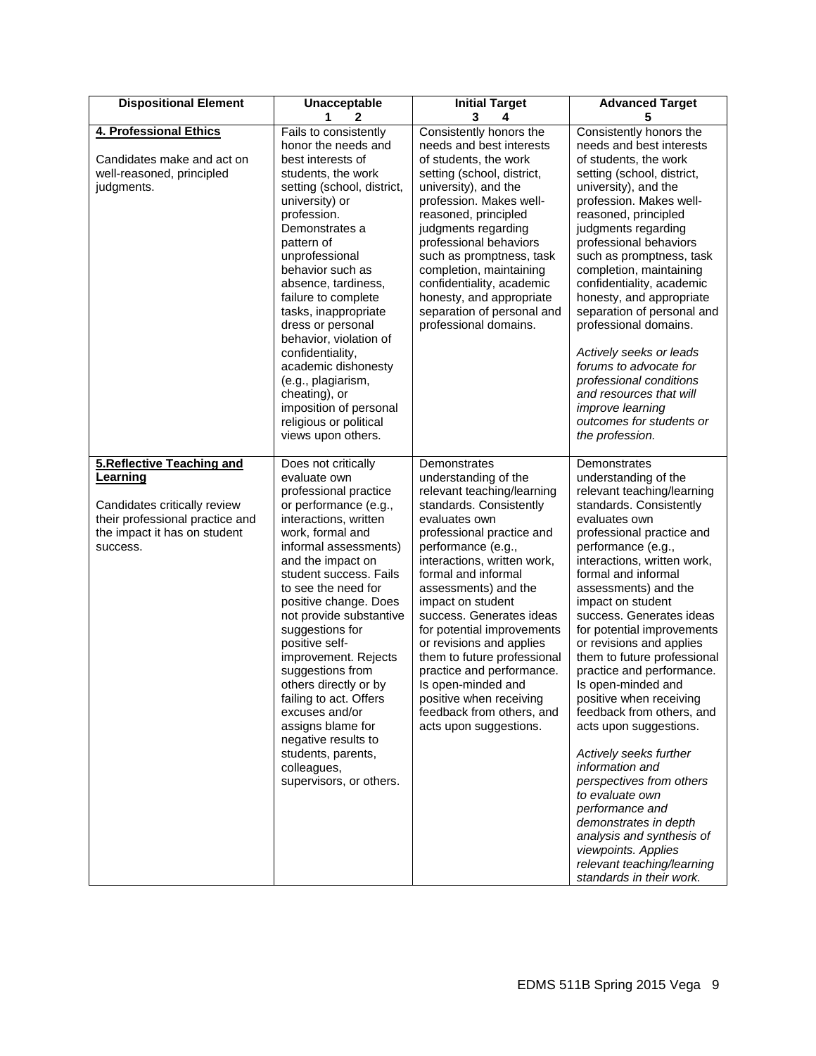| Dispositional Element | Unacceptable<br>1 2 | Initial Target<br>3 4 | Advanced Target<br>5 |
|---|---|---|---|
| **4. Professional Ethics**<br><br>Candidates make and act on well-reasoned, principled judgments. | Fails to consistently honor the needs and best interests of students, the work setting (school, district, university) or profession. Demonstrates a pattern of unprofessional behavior such as absence, tardiness, failure to complete tasks, inappropriate dress or personal behavior, violation of confidentiality, academic dishonesty (e.g., plagiarism, cheating), or imposition of personal religious or political views upon others. | Consistently honors the needs and best interests of students, the work setting (school, district, university), and the profession. Makes well-reasoned, principled judgments regarding professional behaviors such as promptness, task completion, maintaining confidentiality, academic honesty, and appropriate separation of personal and professional domains. | Consistently honors the needs and best interests of students, the work setting (school, district, university), and the profession. Makes well-reasoned, principled judgments regarding professional behaviors such as promptness, task completion, maintaining confidentiality, academic honesty, and appropriate separation of personal and professional domains.<br><br>*Actively seeks or leads forums to advocate for professional conditions and resources that will improve learning outcomes for students or the profession.* |
| **5.Reflective Teaching and Learning**<br><br>Candidates critically review their professional practice and the impact it has on student success. | Does not critically evaluate own professional practice or performance (e.g., interactions, written work, formal and informal assessments) and the impact on student success. Fails to see the need for positive change. Does not provide substantive suggestions for positive self-improvement. Rejects suggestions from others directly or by failing to act. Offers excuses and/or assigns blame for negative results to students, parents, colleagues, supervisors, or others. | Demonstrates understanding of the relevant teaching/learning standards. Consistently evaluates own professional practice and performance (e.g., interactions, written work, formal and informal assessments) and the impact on student success. Generates ideas for potential improvements or revisions and applies them to future professional practice and performance. Is open-minded and positive when receiving feedback from others, and acts upon suggestions. | Demonstrates understanding of the relevant teaching/learning standards. Consistently evaluates own professional practice and performance (e.g., interactions, written work, formal and informal assessments) and the impact on student success. Generates ideas for potential improvements or revisions and applies them to future professional practice and performance. Is open-minded and positive when receiving feedback from others, and acts upon suggestions.<br><br>*Actively seeks further information and perspectives from others to evaluate own performance and demonstrates in depth analysis and synthesis of viewpoints. Applies relevant teaching/learning standards in their work.* |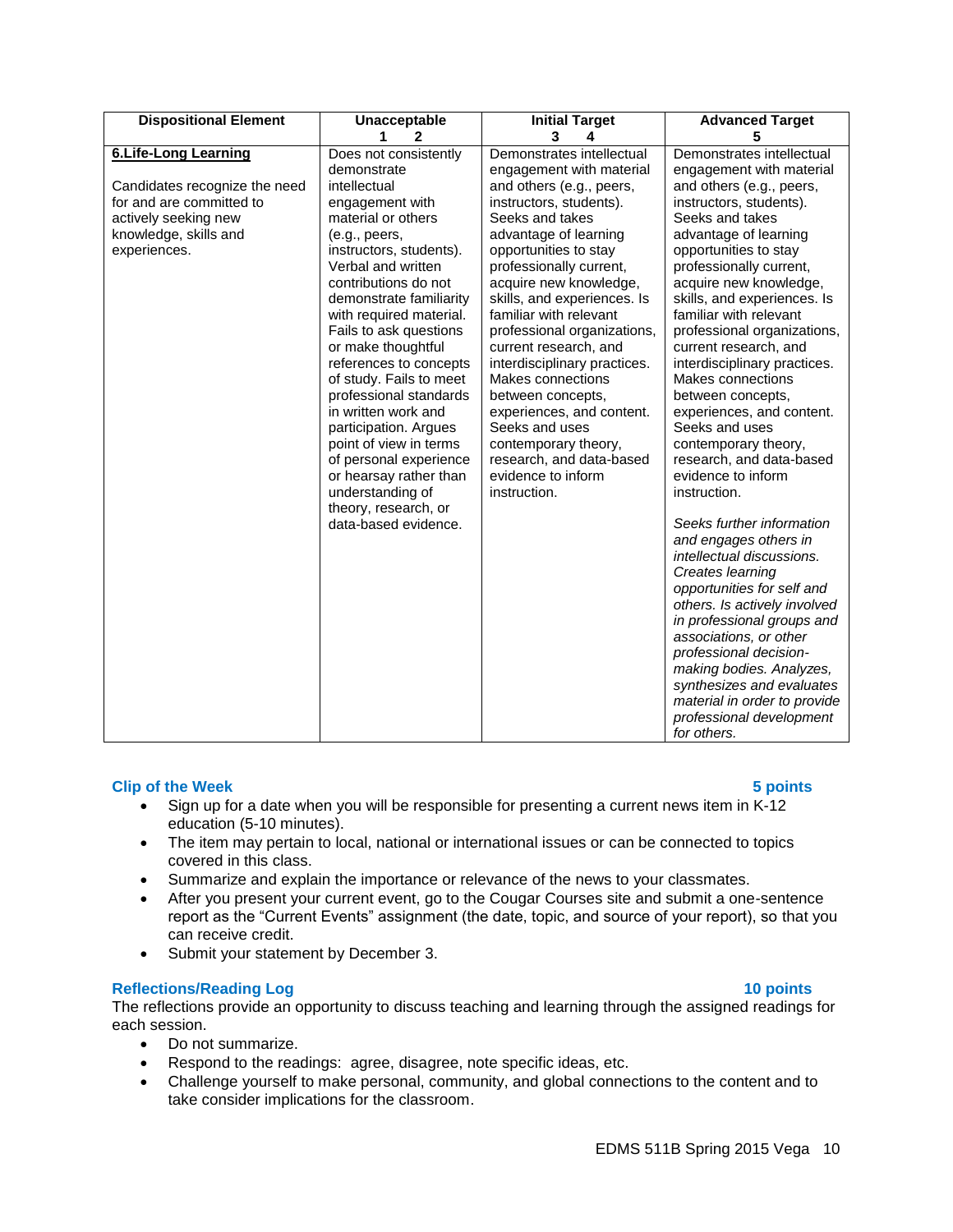| Dispositional Element | Unacceptable<br>1 2 | Initial Target<br>3 4 | Advanced Target<br>5 |
|---|---|---|---|
| **6.Life-Long Learning**<br><br>Candidates recognize the need for and are committed to actively seeking new knowledge, skills and experiences. | Does not consistently demonstrate intellectual engagement with material or others (e.g., peers, instructors, students). Verbal and written contributions do not demonstrate familiarity with required material. Fails to ask questions or make thoughtful references to concepts of study. Fails to meet professional standards in written work and participation. Argues point of view in terms of personal experience or hearsay rather than understanding of theory, research, or data-based evidence. | Demonstrates intellectual engagement with material and others (e.g., peers, instructors, students). Seeks and takes advantage of learning opportunities to stay professionally current, acquire new knowledge, skills, and experiences. Is familiar with relevant professional organizations, current research, and interdisciplinary practices. Makes connections between concepts, experiences, and content. Seeks and uses contemporary theory, research, and data-based evidence to inform instruction. | Demonstrates intellectual engagement with material and others (e.g., peers, instructors, students). Seeks and takes advantage of learning opportunities to stay professionally current, acquire new knowledge, skills, and experiences. Is familiar with relevant professional organizations, current research, and interdisciplinary practices. Makes connections between concepts, experiences, and content. Seeks and uses contemporary theory, research, and data-based evidence to inform instruction.<br><br>*Seeks further information and engages others in intellectual discussions. Creates learning opportunities for self and others. Is actively involved in professional groups and associations, or other professional decision-making bodies. Analyzes, synthesizes and evaluates material in order to provide professional development for others.* |

### Clip of the Week — 5 points

- Sign up for a date when you will be responsible for presenting a current news item in K-12 education (5-10 minutes).
- The item may pertain to local, national or international issues or can be connected to topics covered in this class.
- Summarize and explain the importance or relevance of the news to your classmates.
- After you present your current event, go to the Cougar Courses site and submit a one-sentence report as the "Current Events" assignment (the date, topic, and source of your report), so that you can receive credit.
- Submit your statement by December 3.

### Reflections/Reading Log — 10 points

The reflections provide an opportunity to discuss teaching and learning through the assigned readings for each session.

- Do not summarize.
- Respond to the readings: agree, disagree, note specific ideas, etc.
- Challenge yourself to make personal, community, and global connections to the content and to take consider implications for the classroom.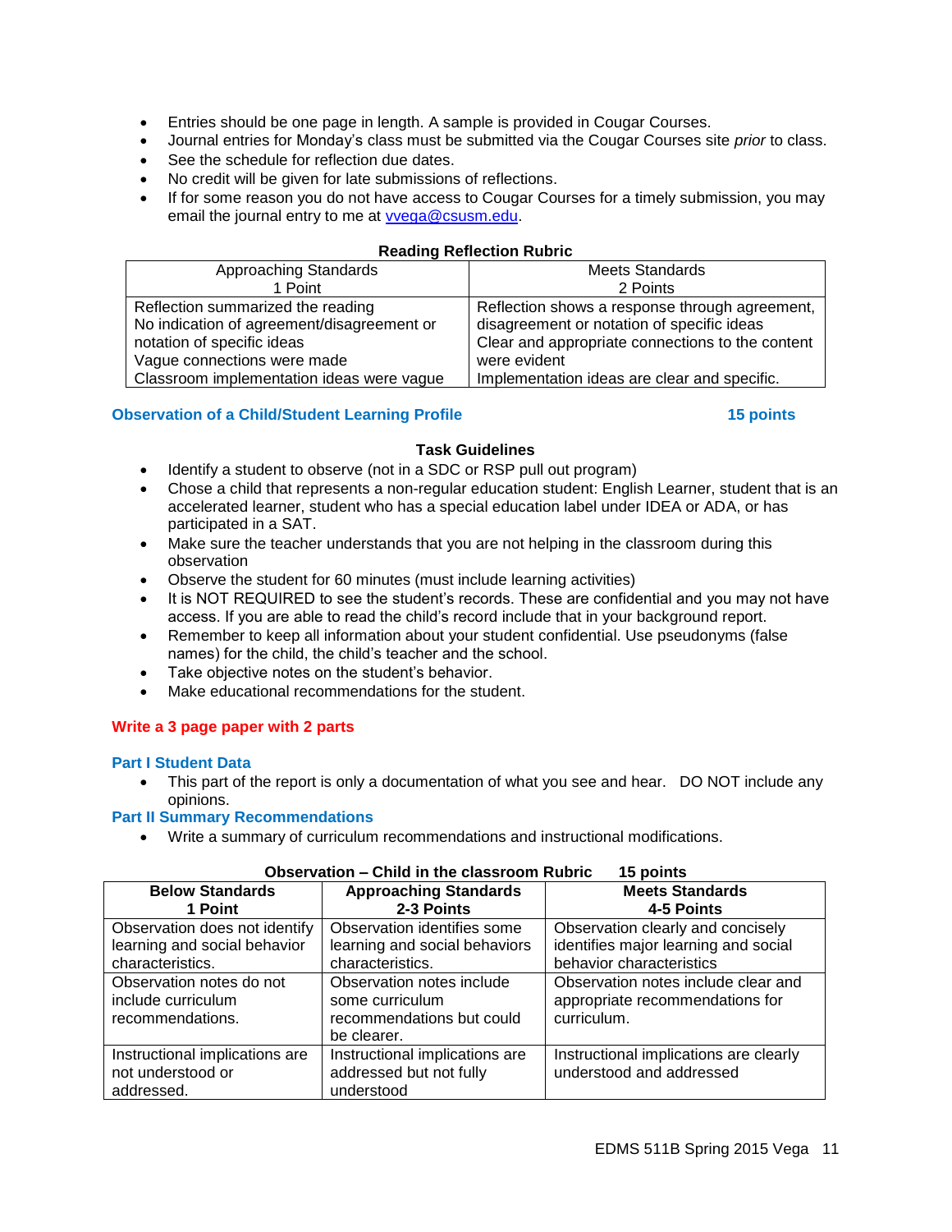- Entries should be one page in length. A sample is provided in Cougar Courses.
- Journal entries for Monday's class must be submitted via the Cougar Courses site *prior* to class.
- See the schedule for reflection due dates.
- No credit will be given for late submissions of reflections.
- If for some reason you do not have access to Cougar Courses for a timely submission, you may email the journal entry to me at vvega@csusm.edu.

**Reading Reflection Rubric**

| Approaching Standards<br>1 Point | Meets Standards<br>2 Points |
|---|---|
| Reflection summarized the reading<br>No indication of agreement/disagreement or notation of specific ideas<br>Vague connections were made<br>Classroom implementation ideas were vague | Reflection shows a response through agreement, disagreement or notation of specific ideas<br>Clear and appropriate connections to the content were evident<br>Implementation ideas are clear and specific. |

### Observation of a Child/Student Learning Profile — 15 points

**Task Guidelines**

- Identify a student to observe (not in a SDC or RSP pull out program)
- Chose a child that represents a non-regular education student: English Learner, student that is an accelerated learner, student who has a special education label under IDEA or ADA, or has participated in a SAT.
- Make sure the teacher understands that you are not helping in the classroom during this observation
- Observe the student for 60 minutes (must include learning activities)
- It is NOT REQUIRED to see the student's records. These are confidential and you may not have access. If you are able to read the child's record include that in your background report.
- Remember to keep all information about your student confidential. Use pseudonyms (false names) for the child, the child's teacher and the school.
- Take objective notes on the student's behavior.
- Make educational recommendations for the student.

**Write a 3 page paper with 2 parts**

**Part I Student Data**

- This part of the report is only a documentation of what you see and hear. DO NOT include any opinions.

**Part II Summary Recommendations**

- Write a summary of curriculum recommendations and instructional modifications.

**Observation – Child in the classroom Rubric 15 points**

| Below Standards<br>1 Point | Approaching Standards<br>2-3 Points | Meets Standards<br>4-5 Points |
|---|---|---|
| Observation does not identify learning and social behavior characteristics. | Observation identifies some learning and social behaviors characteristics. | Observation clearly and concisely identifies major learning and social behavior characteristics |
| Observation notes do not include curriculum recommendations. | Observation notes include some curriculum recommendations but could be clearer. | Observation notes include clear and appropriate recommendations for curriculum. |
| Instructional implications are not understood or addressed. | Instructional implications are addressed but not fully understood | Instructional implications are clearly understood and addressed |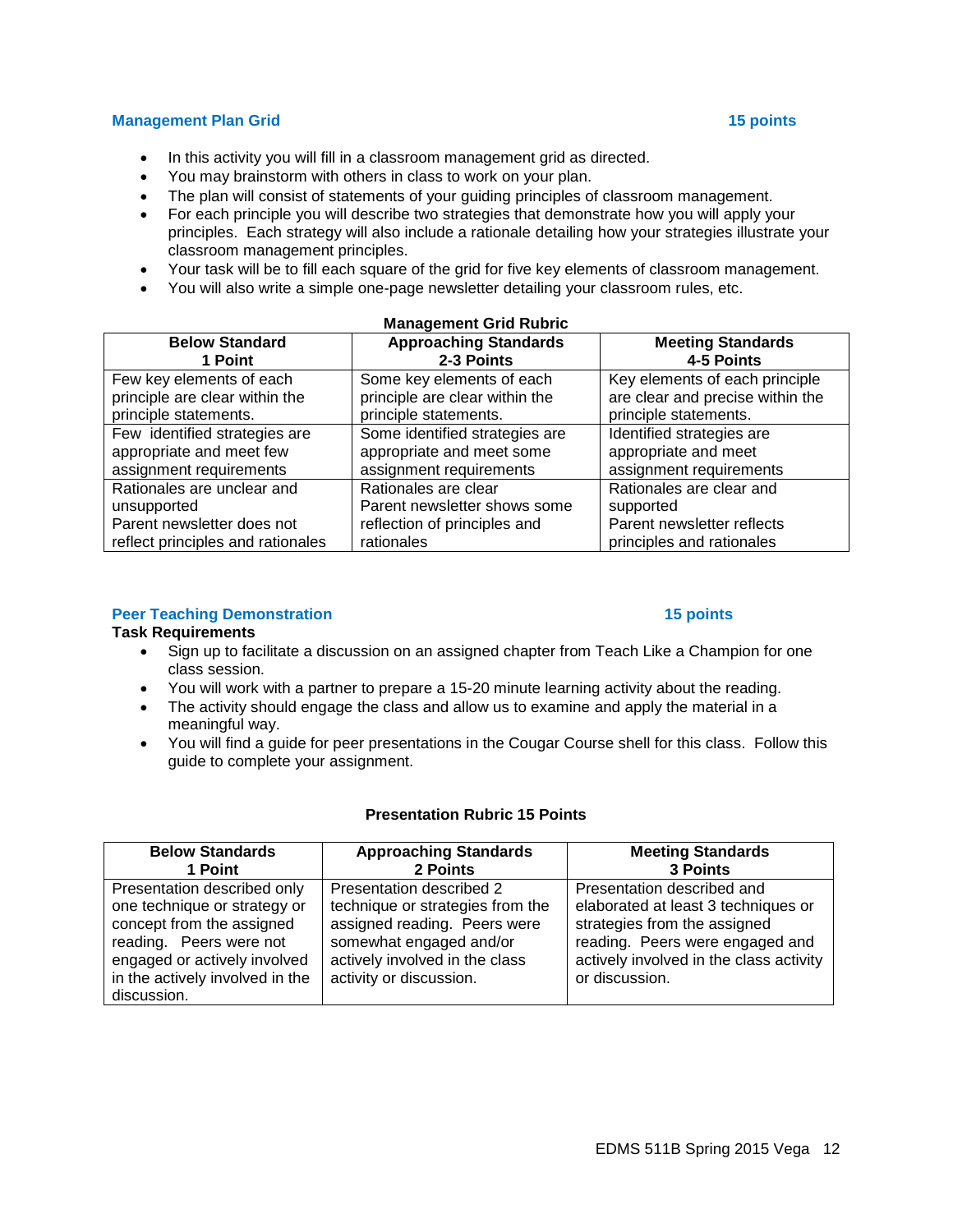### Management Plan Grid — 15 points

- In this activity you will fill in a classroom management grid as directed.
- You may brainstorm with others in class to work on your plan.
- The plan will consist of statements of your guiding principles of classroom management.
- For each principle you will describe two strategies that demonstrate how you will apply your principles. Each strategy will also include a rationale detailing how your strategies illustrate your classroom management principles.
- Your task will be to fill each square of the grid for five key elements of classroom management.
- You will also write a simple one-page newsletter detailing your classroom rules, etc.

**Management Grid Rubric**

| Below Standard<br>1 Point | Approaching Standards<br>2-3 Points | Meeting Standards<br>4-5 Points |
|---|---|---|
| Few key elements of each principle are clear within the principle statements. | Some key elements of each principle are clear within the principle statements. | Key elements of each principle are clear and precise within the principle statements. |
| Few identified strategies are appropriate and meet few assignment requirements | Some identified strategies are appropriate and meet some assignment requirements | Identified strategies are appropriate and meet assignment requirements |
| Rationales are unclear and unsupported<br>Parent newsletter does not reflect principles and rationales | Rationales are clear<br>Parent newsletter shows some reflection of principles and rationales | Rationales are clear and supported<br>Parent newsletter reflects principles and rationales |

### Peer Teaching Demonstration — 15 points

**Task Requirements**

- Sign up to facilitate a discussion on an assigned chapter from Teach Like a Champion for one class session.
- You will work with a partner to prepare a 15-20 minute learning activity about the reading.
- The activity should engage the class and allow us to examine and apply the material in a meaningful way.
- You will find a guide for peer presentations in the Cougar Course shell for this class. Follow this guide to complete your assignment.

**Presentation Rubric 15 Points**

| Below Standards<br>1 Point | Approaching Standards<br>2 Points | Meeting Standards<br>3 Points |
|---|---|---|
| Presentation described only one technique or strategy or concept from the assigned reading. Peers were not engaged or actively involved in the actively involved in the discussion. | Presentation described 2 technique or strategies from the assigned reading. Peers were somewhat engaged and/or actively involved in the class activity or discussion. | Presentation described and elaborated at least 3 techniques or strategies from the assigned reading. Peers were engaged and actively involved in the class activity or discussion. |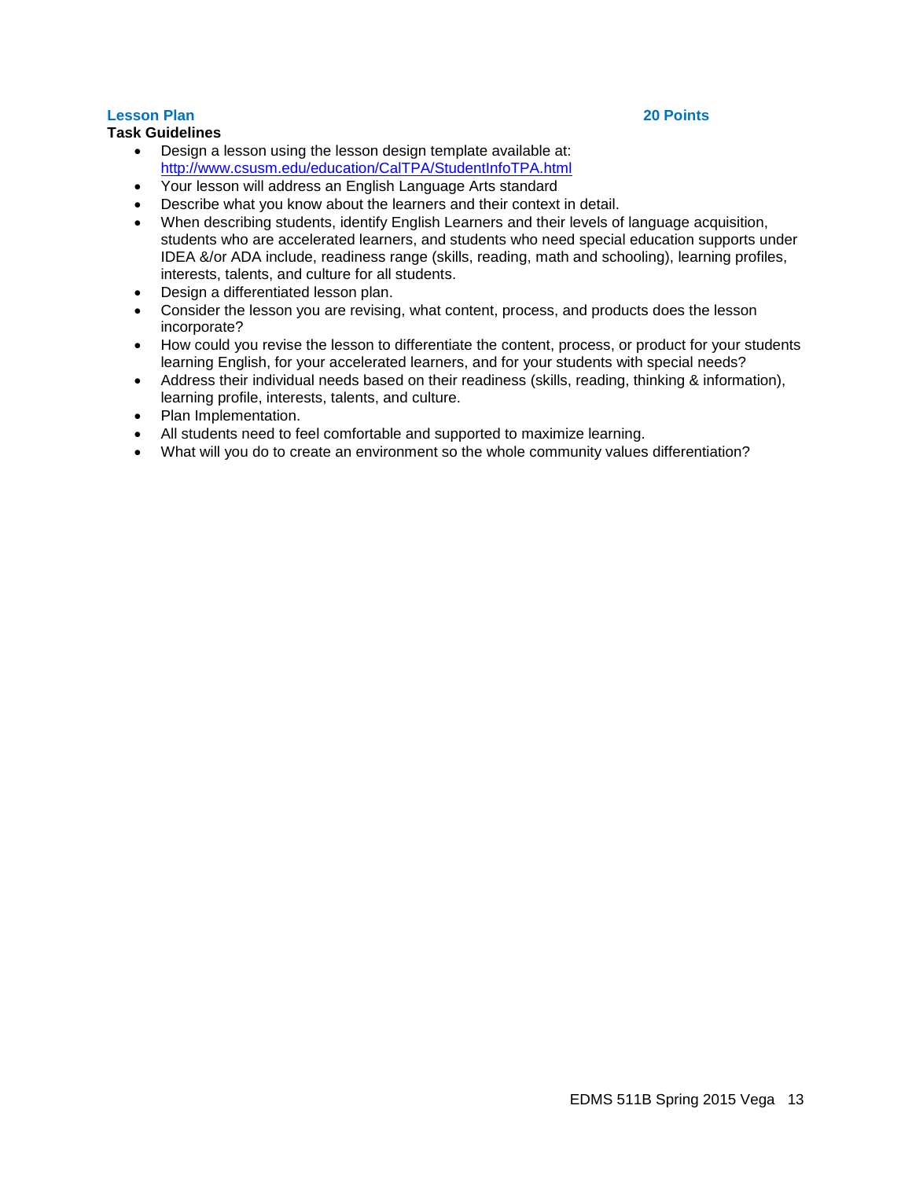## Lesson Plan 20 Points

**Task Guidelines**

- Design a lesson using the lesson design template available at: http://www.csusm.edu/education/CalTPA/StudentInfoTPA.html
- Your lesson will address an English Language Arts standard
- Describe what you know about the learners and their context in detail.
- When describing students, identify English Learners and their levels of language acquisition, students who are accelerated learners, and students who need special education supports under IDEA &/or ADA include, readiness range (skills, reading, math and schooling), learning profiles, interests, talents, and culture for all students.
- Design a differentiated lesson plan.
- Consider the lesson you are revising, what content, process, and products does the lesson incorporate?
- How could you revise the lesson to differentiate the content, process, or product for your students learning English, for your accelerated learners, and for your students with special needs?
- Address their individual needs based on their readiness (skills, reading, thinking & information), learning profile, interests, talents, and culture.
- Plan Implementation.
- All students need to feel comfortable and supported to maximize learning.
- What will you do to create an environment so the whole community values differentiation?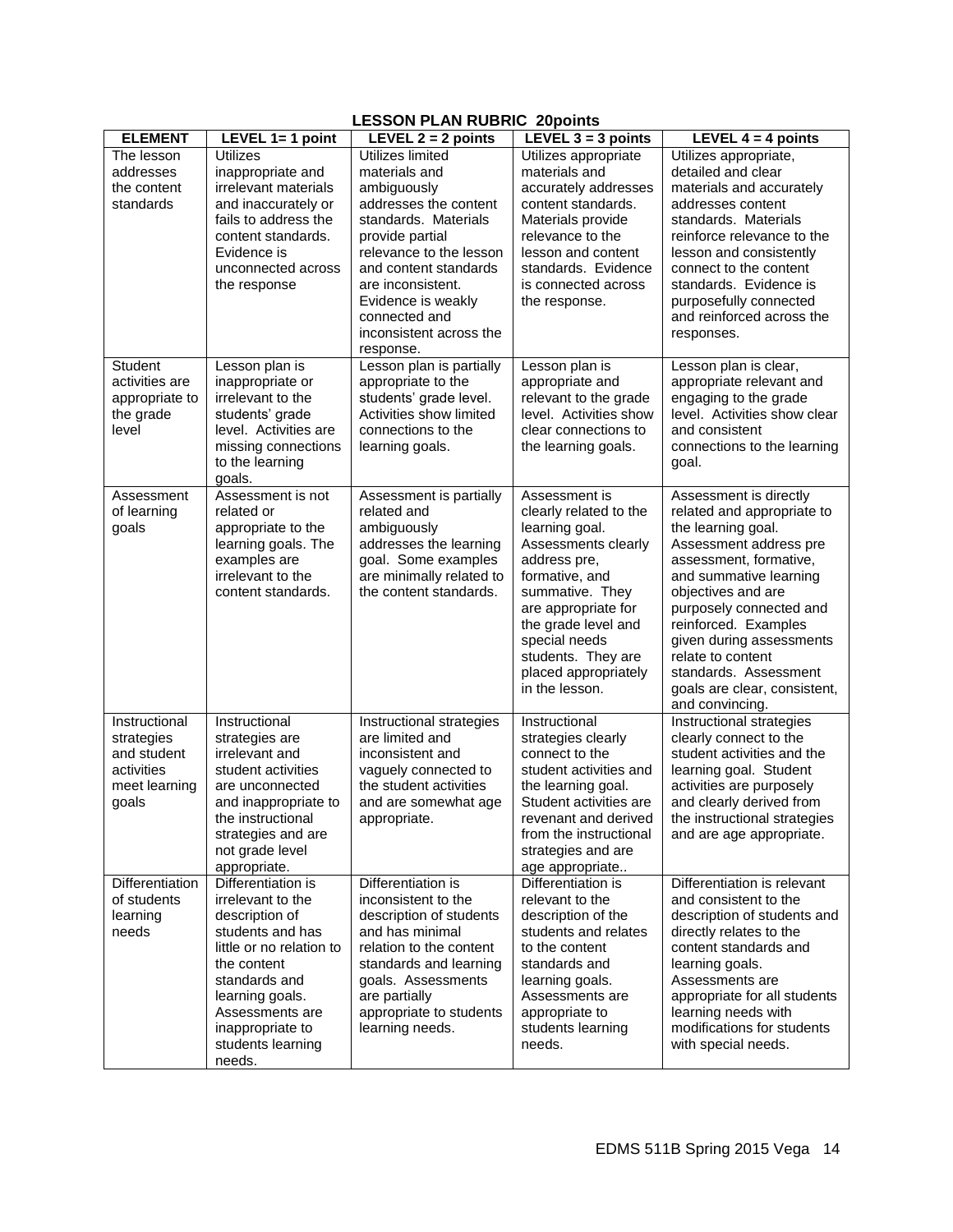**LESSON PLAN RUBRIC 20points**

| ELEMENT | LEVEL 1= 1 point | LEVEL 2 = 2 points | LEVEL 3 = 3 points | LEVEL 4 = 4 points |
|---|---|---|---|---|
| The lesson addresses the content standards | Utilizes inappropriate and irrelevant materials and inaccurately or fails to address the content standards. Evidence is unconnected across the response | Utilizes limited materials and ambiguously addresses the content standards. Materials provide partial relevance to the lesson and content standards are inconsistent. Evidence is weakly connected and inconsistent across the response. | Utilizes appropriate materials and accurately addresses content standards. Materials provide relevance to the lesson and content standards. Evidence is connected across the response. | Utilizes appropriate, detailed and clear materials and accurately addresses content standards. Materials reinforce relevance to the lesson and consistently connect to the content standards. Evidence is purposefully connected and reinforced across the responses. |
| Student activities are appropriate to the grade level | Lesson plan is inappropriate or irrelevant to the students' grade level. Activities are missing connections to the learning goals. | Lesson plan is partially appropriate to the students' grade level. Activities show limited connections to the learning goals. | Lesson plan is appropriate and relevant to the grade level. Activities show clear connections to the learning goals. | Lesson plan is clear, appropriate relevant and engaging to the grade level. Activities show clear and consistent connections to the learning goal. |
| Assessment of learning goals | Assessment is not related or appropriate to the learning goals. The examples are irrelevant to the content standards. | Assessment is partially related and ambiguously addresses the learning goal. Some examples are minimally related to the content standards. | Assessment is clearly related to the learning goal. Assessments clearly address pre, formative, and summative. They are appropriate for the grade level and special needs students. They are placed appropriately in the lesson. | Assessment is directly related and appropriate to the learning goal. Assessment address pre assessment, formative, and summative learning objectives and are purposely connected and reinforced. Examples given during assessments relate to content standards. Assessment goals are clear, consistent, and convincing. |
| Instructional strategies and student activities meet learning goals | Instructional strategies are irrelevant and student activities are unconnected and inappropriate to the instructional strategies and are not grade level appropriate. | Instructional strategies are limited and inconsistent and vaguely connected to the student activities and are somewhat age appropriate. | Instructional strategies clearly connect to the student activities and the learning goal. Student activities are revenant and derived from the instructional strategies and are age appropriate.. | Instructional strategies clearly connect to the student activities and the learning goal. Student activities are purposely and clearly derived from the instructional strategies and are age appropriate. |
| Differentiation of students learning needs | Differentiation is irrelevant to the description of students and has little or no relation to the content standards and learning goals. Assessments are inappropriate to students learning needs. | Differentiation is inconsistent to the description of students and has minimal relation to the content standards and learning goals. Assessments are partially appropriate to students learning needs. | Differentiation is relevant to the description of the students and relates to the content standards and learning goals. Assessments are appropriate to students learning needs. | Differentiation is relevant and consistent to the description of students and directly relates to the content standards and learning goals. Assessments are appropriate for all students learning needs with modifications for students with special needs. |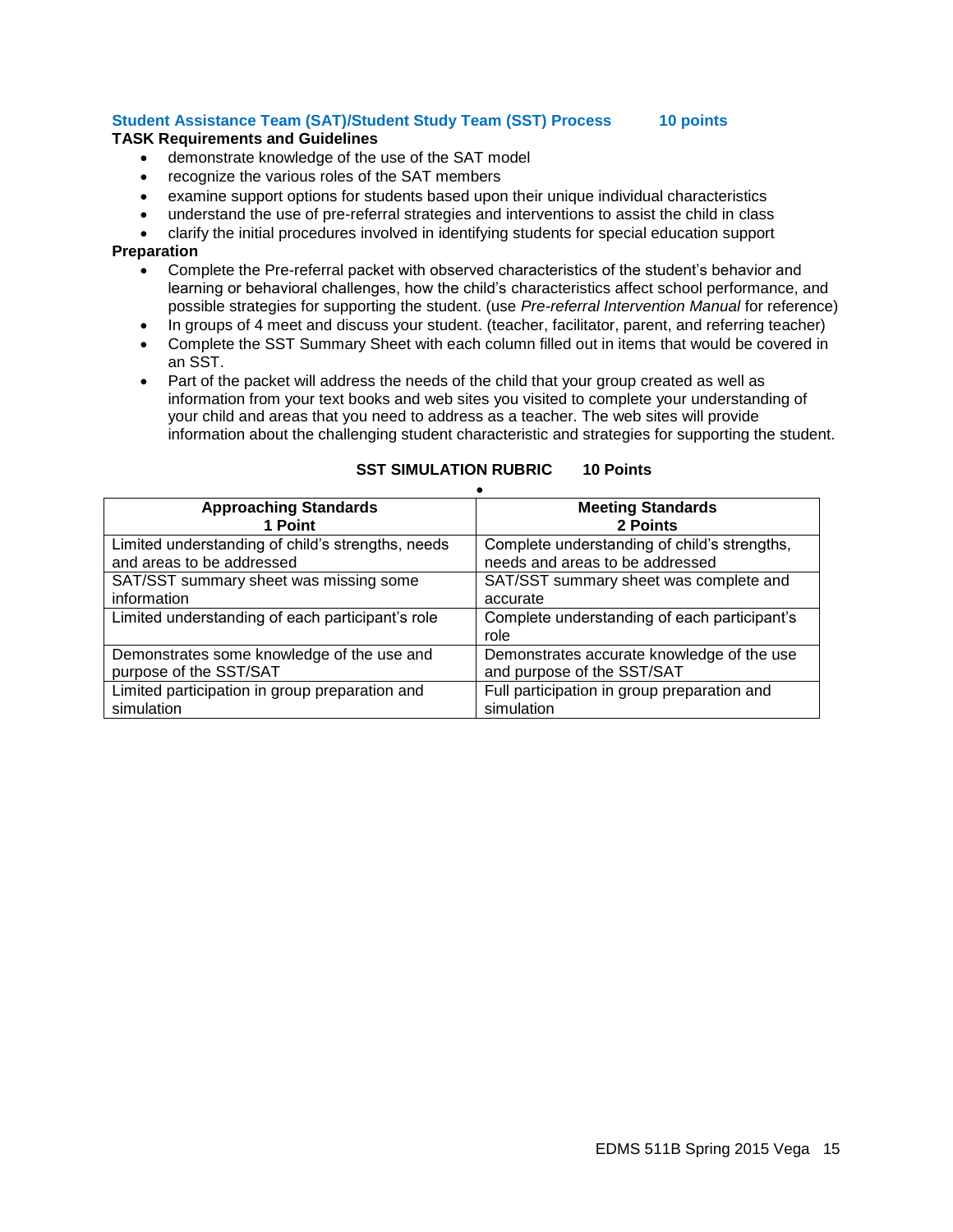### Student Assistance Team (SAT)/Student Study Team (SST) Process 10 points

**TASK Requirements and Guidelines**

- demonstrate knowledge of the use of the SAT model
- recognize the various roles of the SAT members
- examine support options for students based upon their unique individual characteristics
- understand the use of pre-referral strategies and interventions to assist the child in class
- clarify the initial procedures involved in identifying students for special education support

**Preparation**

- Complete the Pre-referral packet with observed characteristics of the student's behavior and learning or behavioral challenges, how the child's characteristics affect school performance, and possible strategies for supporting the student. (use *Pre-referral Intervention Manual* for reference)
- In groups of 4 meet and discuss your student. (teacher, facilitator, parent, and referring teacher)
- Complete the SST Summary Sheet with each column filled out in items that would be covered in an SST.
- Part of the packet will address the needs of the child that your group created as well as information from your text books and web sites you visited to complete your understanding of your child and areas that you need to address as a teacher. The web sites will provide information about the challenging student characteristic and strategies for supporting the student.

**SST SIMULATION RUBRIC 10 Points**

| Approaching Standards<br>1 Point | Meeting Standards<br>2 Points |
|---|---|
| Limited understanding of child's strengths, needs and areas to be addressed | Complete understanding of child's strengths, needs and areas to be addressed |
| SAT/SST summary sheet was missing some information | SAT/SST summary sheet was complete and accurate |
| Limited understanding of each participant's role | Complete understanding of each participant's role |
| Demonstrates some knowledge of the use and purpose of the SST/SAT | Demonstrates accurate knowledge of the use and purpose of the SST/SAT |
| Limited participation in group preparation and simulation | Full participation in group preparation and simulation |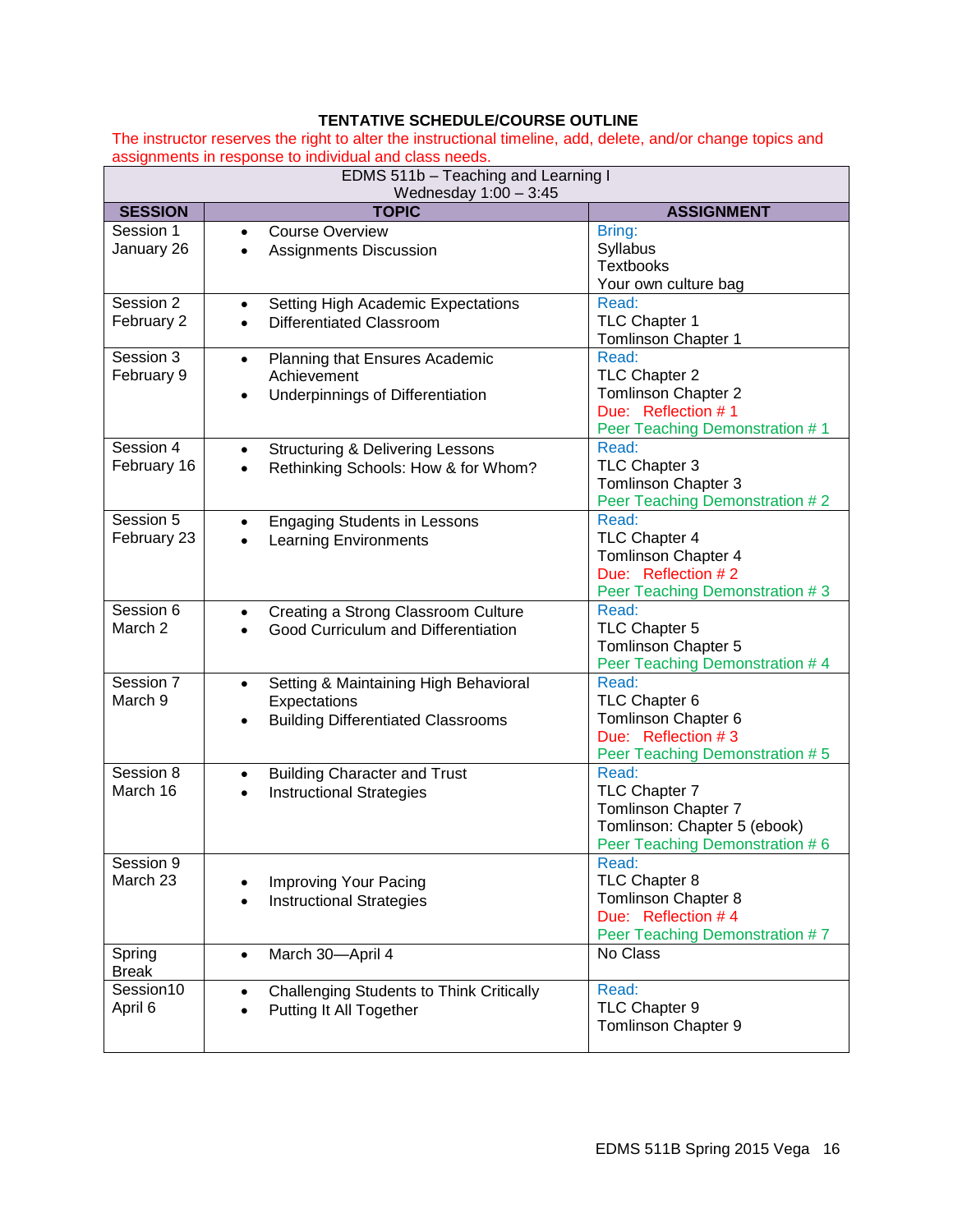**TENTATIVE SCHEDULE/COURSE OUTLINE**

The instructor reserves the right to alter the instructional timeline, add, delete, and/or change topics and assignments in response to individual and class needs.

| EDMS 511b – Teaching and Learning I<br>Wednesday 1:00 – 3:45 | | |
|---|---|---|
| **SESSION** | **TOPIC** | **ASSIGNMENT** |
| Session 1<br>January 26 | • Course Overview<br>• Assignments Discussion | Bring:<br>Syllabus<br>Textbooks<br>Your own culture bag |
| Session 2<br>February 2 | • Setting High Academic Expectations<br>• Differentiated Classroom | Read:<br>TLC Chapter 1<br>Tomlinson Chapter 1 |
| Session 3<br>February 9 | • Planning that Ensures Academic Achievement<br>• Underpinnings of Differentiation | Read:<br>TLC Chapter 2<br>Tomlinson Chapter 2<br>Due: Reflection # 1<br>Peer Teaching Demonstration # 1 |
| Session 4<br>February 16 | • Structuring & Delivering Lessons<br>• Rethinking Schools: How & for Whom? | Read:<br>TLC Chapter 3<br>Tomlinson Chapter 3<br>Peer Teaching Demonstration # 2 |
| Session 5<br>February 23 | • Engaging Students in Lessons<br>• Learning Environments | Read:<br>TLC Chapter 4<br>Tomlinson Chapter 4<br>Due: Reflection # 2<br>Peer Teaching Demonstration # 3 |
| Session 6<br>March 2 | • Creating a Strong Classroom Culture<br>• Good Curriculum and Differentiation | Read:<br>TLC Chapter 5<br>Tomlinson Chapter 5<br>Peer Teaching Demonstration # 4 |
| Session 7<br>March 9 | • Setting & Maintaining High Behavioral Expectations<br>• Building Differentiated Classrooms | Read:<br>TLC Chapter 6<br>Tomlinson Chapter 6<br>Due: Reflection # 3<br>Peer Teaching Demonstration # 5 |
| Session 8<br>March 16 | • Building Character and Trust<br>• Instructional Strategies | Read:<br>TLC Chapter 7<br>Tomlinson Chapter 7<br>Tomlinson: Chapter 5 (ebook)<br>Peer Teaching Demonstration # 6 |
| Session 9<br>March 23 | • Improving Your Pacing<br>• Instructional Strategies | Read:<br>TLC Chapter 8<br>Tomlinson Chapter 8<br>Due: Reflection # 4<br>Peer Teaching Demonstration # 7 |
| Spring Break | • March 30—April 4 | No Class |
| Session10<br>April 6 | • Challenging Students to Think Critically<br>• Putting It All Together | Read:<br>TLC Chapter 9<br>Tomlinson Chapter 9 |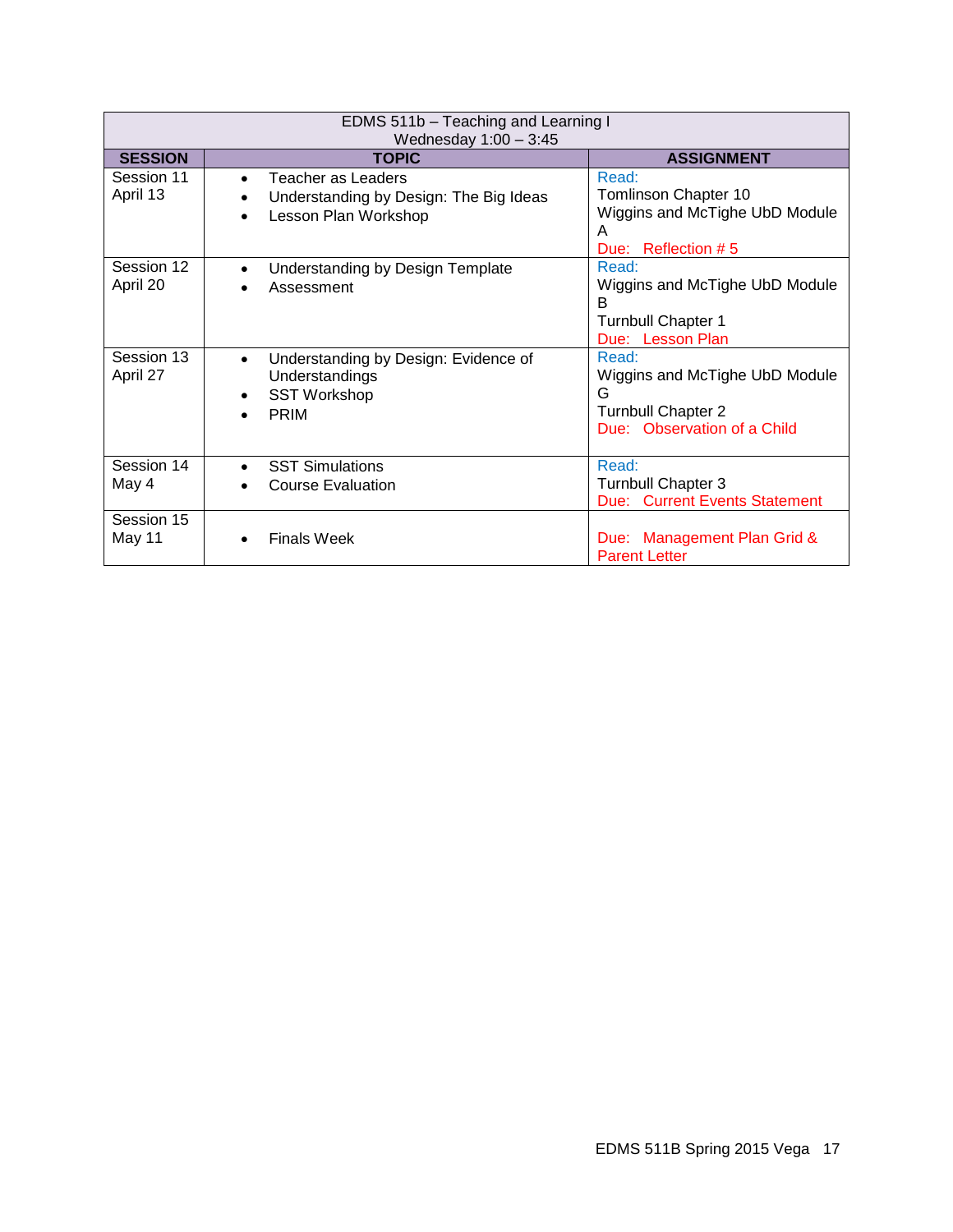| EDMS 511b – Teaching and Learning I<br>Wednesday 1:00 – 3:45 | | |
|---|---|---|
| **SESSION** | **TOPIC** | **ASSIGNMENT** |
| Session 11<br>April 13 | • Teacher as Leaders<br>• Understanding by Design: The Big Ideas<br>• Lesson Plan Workshop | Read:<br>Tomlinson Chapter 10<br>Wiggins and McTighe UbD Module A<br>Due: Reflection # 5 |
| Session 12<br>April 20 | • Understanding by Design Template<br>• Assessment | Read:<br>Wiggins and McTighe UbD Module B<br>Turnbull Chapter 1<br>Due: Lesson Plan |
| Session 13<br>April 27 | • Understanding by Design: Evidence of Understandings<br>• SST Workshop<br>• PRIM | Read:<br>Wiggins and McTighe UbD Module G<br>Turnbull Chapter 2<br>Due: Observation of a Child |
| Session 14<br>May 4 | • SST Simulations<br>• Course Evaluation | Read:<br>Turnbull Chapter 3<br>Due: Current Events Statement |
| Session 15<br>May 11 | • Finals Week | Due: Management Plan Grid & Parent Letter |